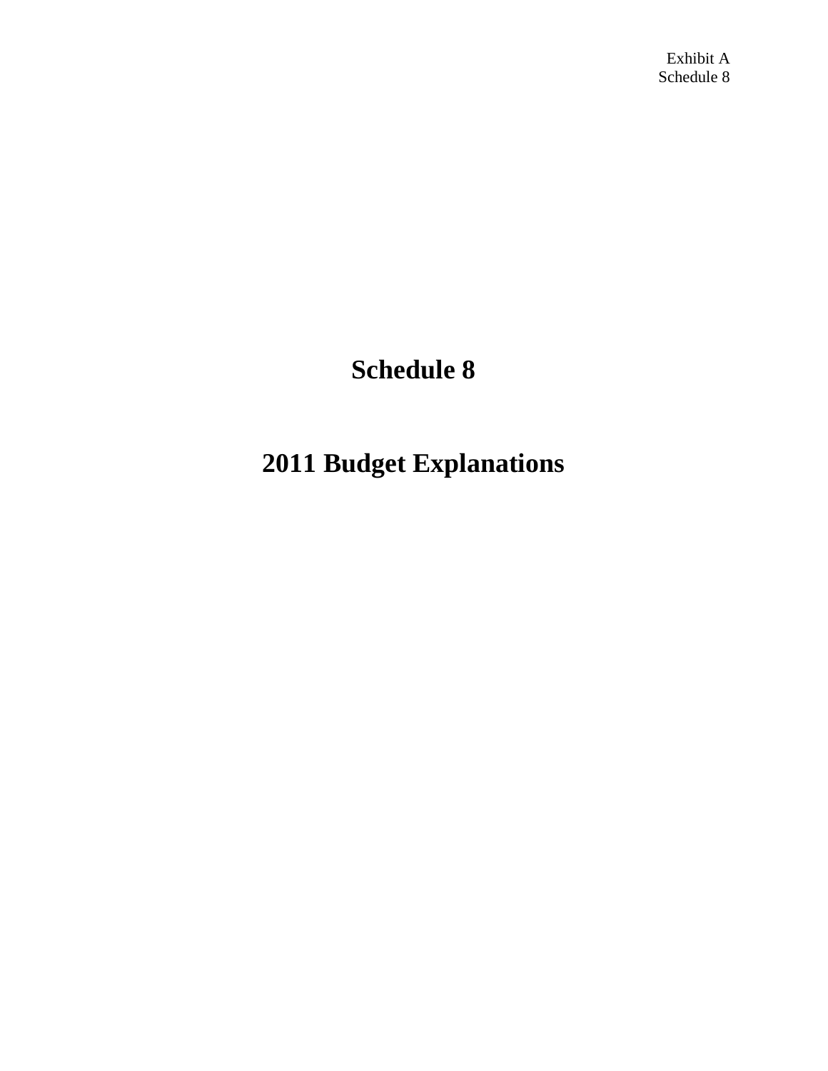Exhibit A
Schedule 8

# Schedule 8

# 2011 Budget Explanations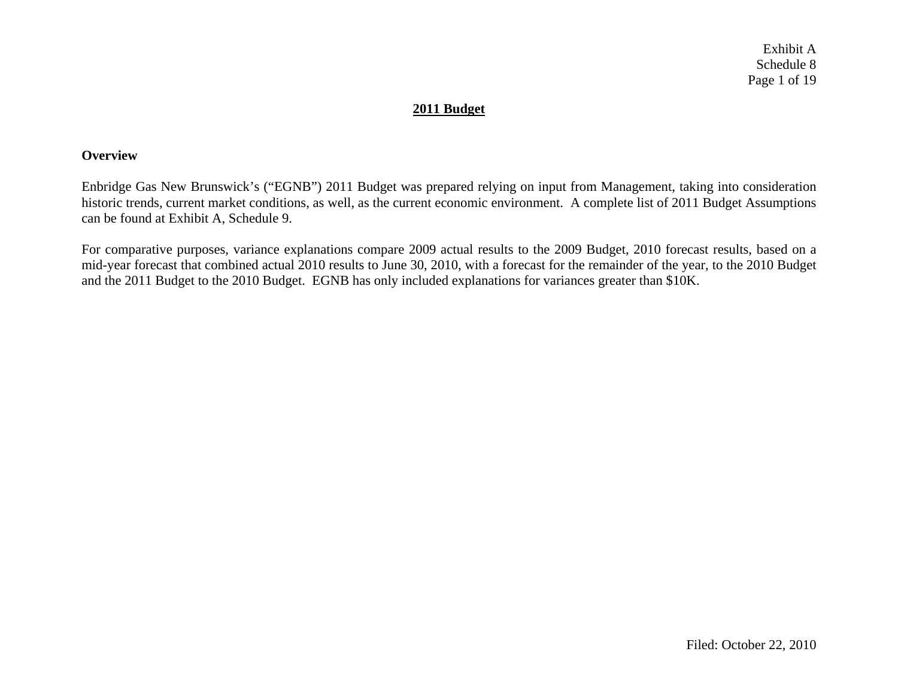## 2011 Budget

### Overview

Enbridge Gas New Brunswick's ("EGNB") 2011 Budget was prepared relying on input from Management, taking into consideration historic trends, current market conditions, as well, as the current economic environment. A complete list of 2011 Budget Assumptions can be found at Exhibit A, Schedule 9.

For comparative purposes, variance explanations compare 2009 actual results to the 2009 Budget, 2010 forecast results, based on a mid-year forecast that combined actual 2010 results to June 30, 2010, with a forecast for the remainder of the year, to the 2010 Budget and the 2011 Budget to the 2010 Budget. EGNB has only included explanations for variances greater than $10K.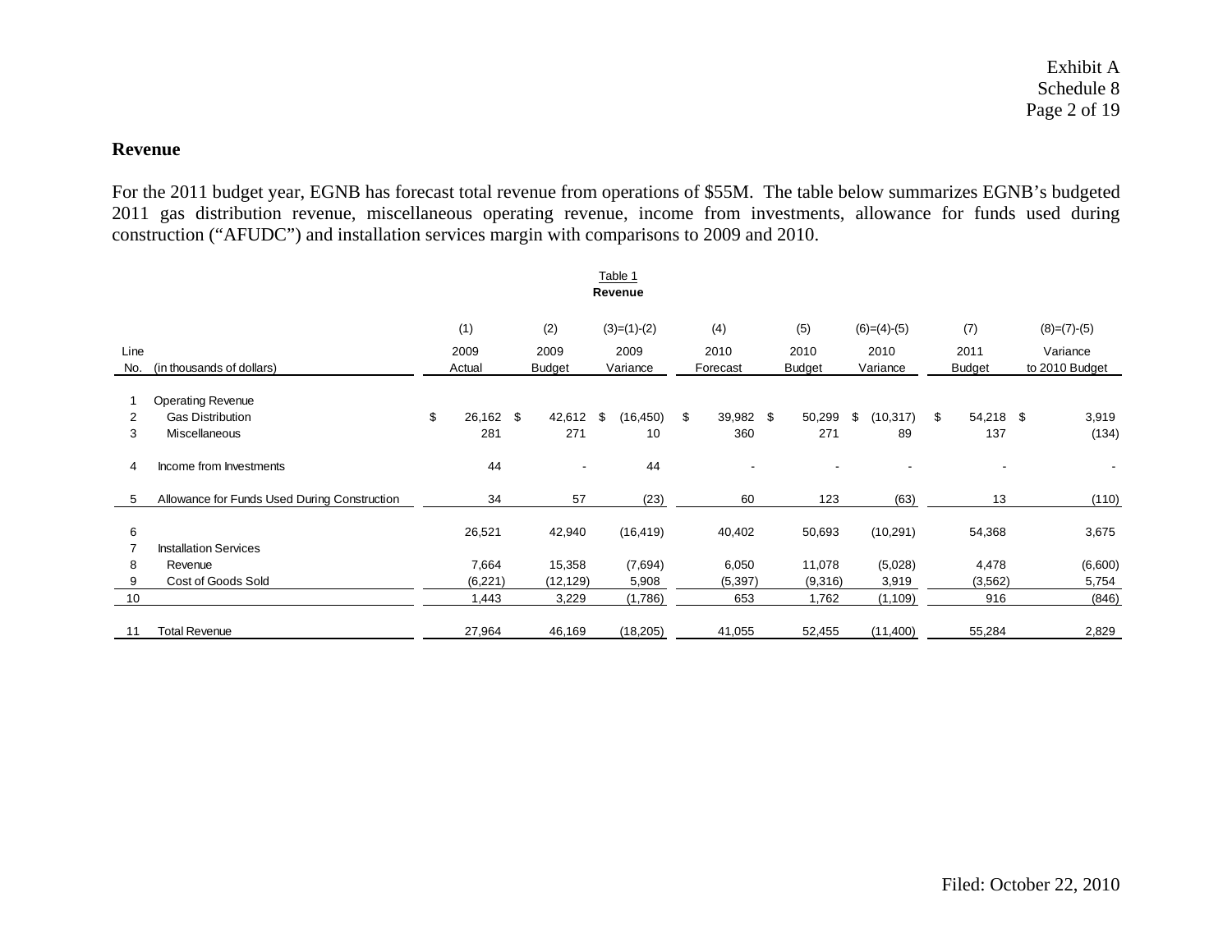## Revenue

For the 2011 budget year, EGNB has forecast total revenue from operations of $55M. The table below summarizes EGNB's budgeted 2011 gas distribution revenue, miscellaneous operating revenue, income from investments, allowance for funds used during construction ("AFUDC") and installation services margin with comparisons to 2009 and 2010.

Table 1
**Revenue**

| | | (1) | (2) | (3)=(1)-(2) | (4) | (5) | (6)=(4)-(5) | (7) | (8)=(7)-(5) |
|---|---|---|---|---|---|---|---|---|---|
| Line No. | (in thousands of dollars) | 2009 Actual | 2009 Budget | 2009 Variance | 2010 Forecast | 2010 Budget | 2010 Variance | 2011 Budget | Variance to 2010 Budget |
| 1 | Operating Revenue | | | | | | | | |
| 2 | Gas Distribution | $ 26,162 | $ 42,612 | $ (16,450) | $ 39,982 | $ 50,299 | $ (10,317) | $ 54,218 | $ 3,919 |
| 3 | Miscellaneous | 281 | 271 | 10 | 360 | 271 | 89 | 137 | (134) |
| 4 | Income from Investments | 44 | - | 44 | - | - | - | - | - |
| 5 | Allowance for Funds Used During Construction | 34 | 57 | (23) | 60 | 123 | (63) | 13 | (110) |
| 6 | | 26,521 | 42,940 | (16,419) | 40,402 | 50,693 | (10,291) | 54,368 | 3,675 |
| 7 | Installation Services | | | | | | | | |
| 8 | Revenue | 7,664 | 15,358 | (7,694) | 6,050 | 11,078 | (5,028) | 4,478 | (6,600) |
| 9 | Cost of Goods Sold | (6,221) | (12,129) | 5,908 | (5,397) | (9,316) | 3,919 | (3,562) | 5,754 |
| 10 | | 1,443 | 3,229 | (1,786) | 653 | 1,762 | (1,109) | 916 | (846) |
| 11 | Total Revenue | 27,964 | 46,169 | (18,205) | 41,055 | 52,455 | (11,400) | 55,284 | 2,829 |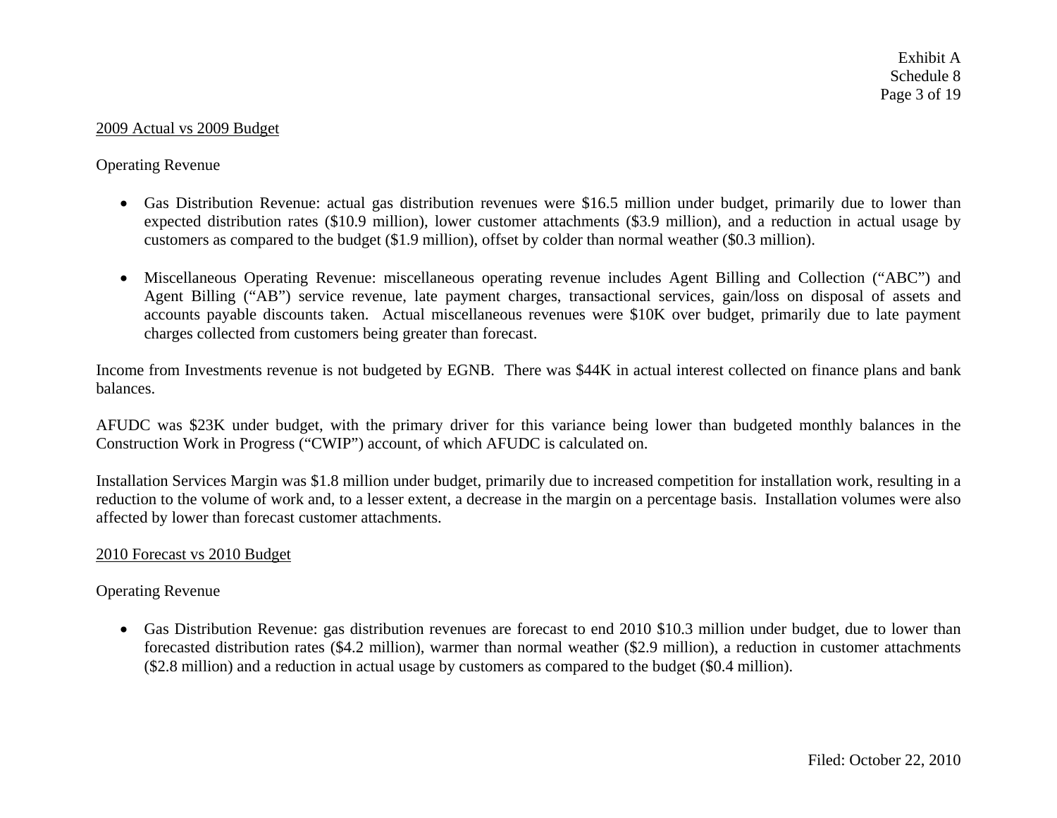Exhibit A
Schedule 8
Page 3 of 19

2009 Actual vs 2009 Budget

Operating Revenue

- Gas Distribution Revenue: actual gas distribution revenues were $16.5 million under budget, primarily due to lower than expected distribution rates ($10.9 million), lower customer attachments ($3.9 million), and a reduction in actual usage by customers as compared to the budget ($1.9 million), offset by colder than normal weather ($0.3 million).

- Miscellaneous Operating Revenue: miscellaneous operating revenue includes Agent Billing and Collection ("ABC") and Agent Billing ("AB") service revenue, late payment charges, transactional services, gain/loss on disposal of assets and accounts payable discounts taken. Actual miscellaneous revenues were $10K over budget, primarily due to late payment charges collected from customers being greater than forecast.

Income from Investments revenue is not budgeted by EGNB. There was $44K in actual interest collected on finance plans and bank balances.

AFUDC was $23K under budget, with the primary driver for this variance being lower than budgeted monthly balances in the Construction Work in Progress ("CWIP") account, of which AFUDC is calculated on.

Installation Services Margin was $1.8 million under budget, primarily due to increased competition for installation work, resulting in a reduction to the volume of work and, to a lesser extent, a decrease in the margin on a percentage basis. Installation volumes were also affected by lower than forecast customer attachments.

2010 Forecast vs 2010 Budget

Operating Revenue

- Gas Distribution Revenue: gas distribution revenues are forecast to end 2010 $10.3 million under budget, due to lower than forecasted distribution rates ($4.2 million), warmer than normal weather ($2.9 million), a reduction in customer attachments ($2.8 million) and a reduction in actual usage by customers as compared to the budget ($0.4 million).

Filed: October 22, 2010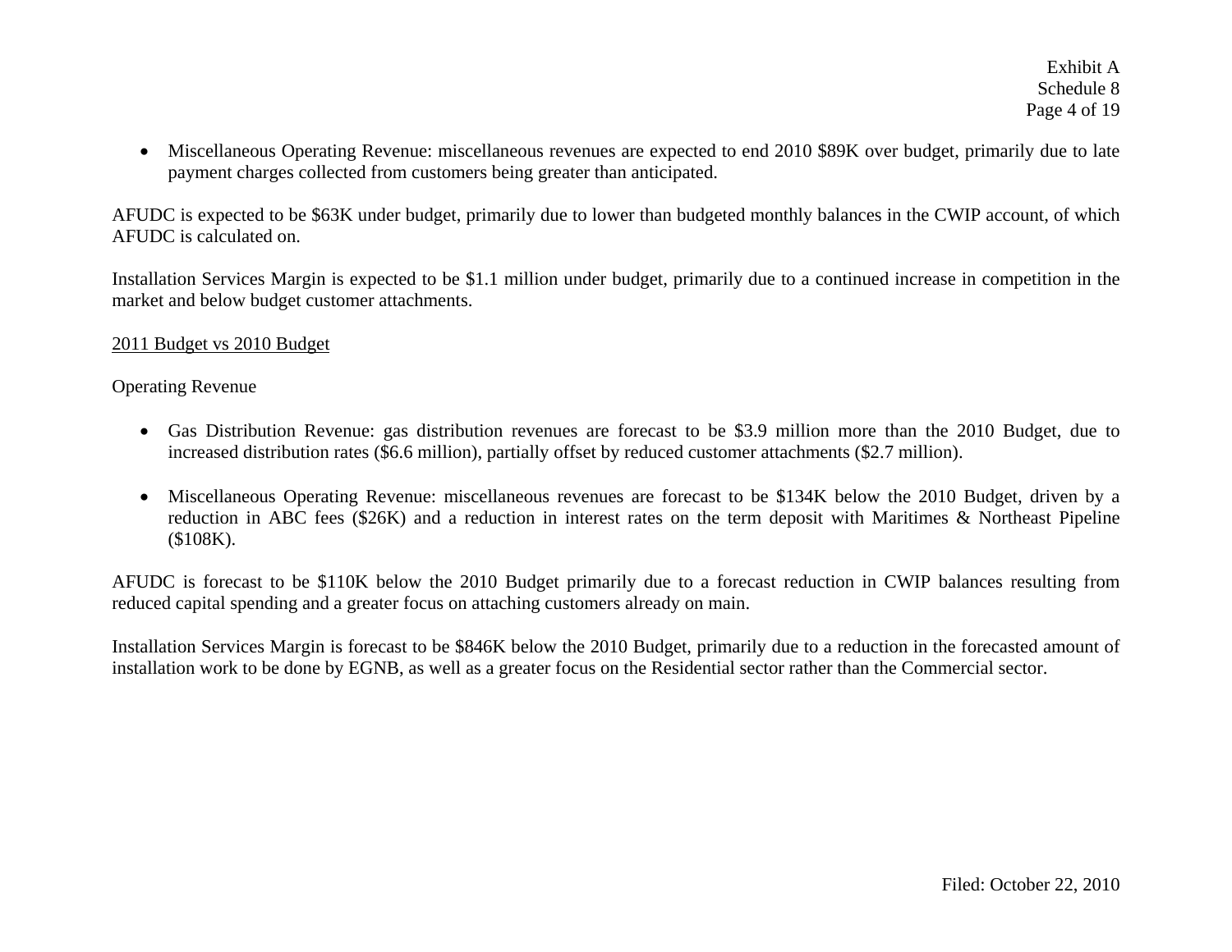- Miscellaneous Operating Revenue: miscellaneous revenues are expected to end 2010 $89K over budget, primarily due to late payment charges collected from customers being greater than anticipated.

AFUDC is expected to be $63K under budget, primarily due to lower than budgeted monthly balances in the CWIP account, of which AFUDC is calculated on.

Installation Services Margin is expected to be $1.1 million under budget, primarily due to a continued increase in competition in the market and below budget customer attachments.

<u>2011 Budget vs 2010 Budget</u>

Operating Revenue

- Gas Distribution Revenue: gas distribution revenues are forecast to be $3.9 million more than the 2010 Budget, due to increased distribution rates ($6.6 million), partially offset by reduced customer attachments ($2.7 million).

- Miscellaneous Operating Revenue: miscellaneous revenues are forecast to be $134K below the 2010 Budget, driven by a reduction in ABC fees ($26K) and a reduction in interest rates on the term deposit with Maritimes & Northeast Pipeline ($108K).

AFUDC is forecast to be $110K below the 2010 Budget primarily due to a forecast reduction in CWIP balances resulting from reduced capital spending and a greater focus on attaching customers already on main.

Installation Services Margin is forecast to be $846K below the 2010 Budget, primarily due to a reduction in the forecasted amount of installation work to be done by EGNB, as well as a greater focus on the Residential sector rather than the Commercial sector.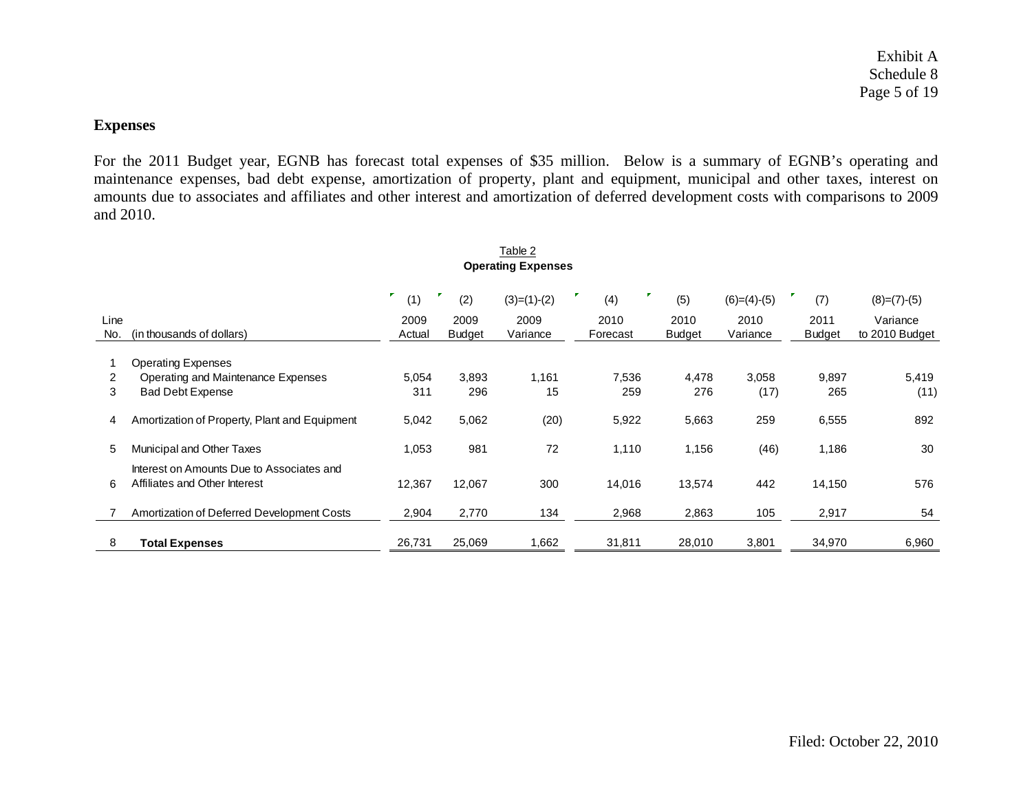## Expenses

For the 2011 Budget year, EGNB has forecast total expenses of $35 million. Below is a summary of EGNB's operating and maintenance expenses, bad debt expense, amortization of property, plant and equipment, municipal and other taxes, interest on amounts due to associates and affiliates and other interest and amortization of deferred development costs with comparisons to 2009 and 2010.

Table 2
**Operating Expenses**

| | | (1) | (2) | (3)=(1)-(2) | (4) | (5) | (6)=(4)-(5) | (7) | (8)=(7)-(5) |
|---|---|---|---|---|---|---|---|---|---|
| Line No. | (in thousands of dollars) | 2009 Actual | 2009 Budget | 2009 Variance | 2010 Forecast | 2010 Budget | 2010 Variance | 2011 Budget | Variance to 2010 Budget |
| 1 | Operating Expenses | | | | | | | | |
| 2 | Operating and Maintenance Expenses | 5,054 | 3,893 | 1,161 | 7,536 | 4,478 | 3,058 | 9,897 | 5,419 |
| 3 | Bad Debt Expense | 311 | 296 | 15 | 259 | 276 | (17) | 265 | (11) |
| 4 | Amortization of Property, Plant and Equipment | 5,042 | 5,062 | (20) | 5,922 | 5,663 | 259 | 6,555 | 892 |
| 5 | Municipal and Other Taxes | 1,053 | 981 | 72 | 1,110 | 1,156 | (46) | 1,186 | 30 |
| 6 | Interest on Amounts Due to Associates and Affiliates and Other Interest | 12,367 | 12,067 | 300 | 14,016 | 13,574 | 442 | 14,150 | 576 |
| 7 | Amortization of Deferred Development Costs | 2,904 | 2,770 | 134 | 2,968 | 2,863 | 105 | 2,917 | 54 |
| 8 | **Total Expenses** | 26,731 | 25,069 | 1,662 | 31,811 | 28,010 | 3,801 | 34,970 | 6,960 |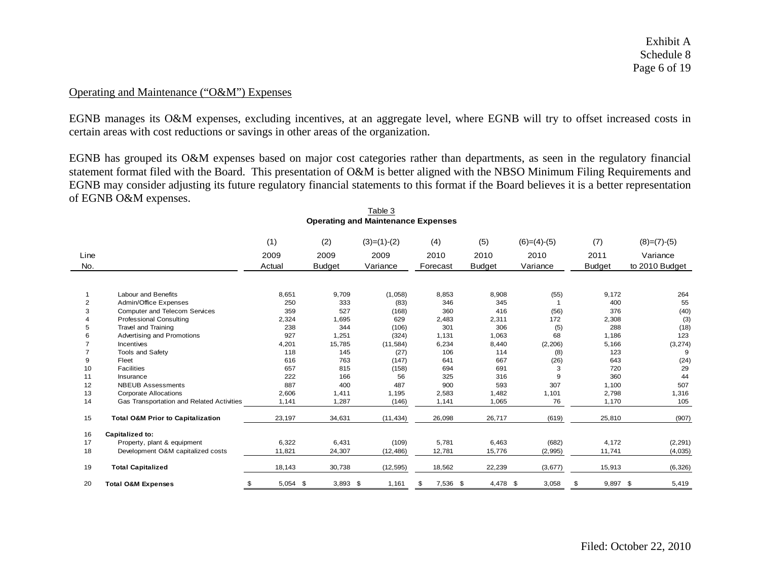Exhibit A
Schedule 8

## Operating and Maintenance ("O&M") Expenses

EGNB manages its O&M expenses, excluding incentives, at an aggregate level, where EGNB will try to offset increased costs in certain areas with cost reductions or savings in other areas of the organization.

EGNB has grouped its O&M expenses based on major cost categories rather than departments, as seen in the regulatory financial statement format filed with the Board. This presentation of O&M is better aligned with the NBSO Minimum Filing Requirements and EGNB may consider adjusting its future regulatory financial statements to this format if the Board believes it is a better representation of EGNB O&M expenses.

Table 3

**Operating and Maintenance Expenses**

| Line No. | | (1) 2009 Actual | (2) 2009 Budget | (3)=(1)-(2) 2009 Variance | (4) 2010 Forecast | (5) 2010 Budget | (6)=(4)-(5) 2010 Variance | (7) 2011 Budget | (8)=(7)-(5) Variance to 2010 Budget |
|---|---|---|---|---|---|---|---|---|---|
| 1 | Labour and Benefits | 8,651 | 9,709 | (1,058) | 8,853 | 8,908 | (55) | 9,172 | 264 |
| 2 | Admin/Office Expenses | 250 | 333 | (83) | 346 | 345 | 1 | 400 | 55 |
| 3 | Computer and Telecom Services | 359 | 527 | (168) | 360 | 416 | (56) | 376 | (40) |
| 4 | Professional Consulting | 2,324 | 1,695 | 629 | 2,483 | 2,311 | 172 | 2,308 | (3) |
| 5 | Travel and Training | 238 | 344 | (106) | 301 | 306 | (5) | 288 | (18) |
| 6 | Advertising and Promotions | 927 | 1,251 | (324) | 1,131 | 1,063 | 68 | 1,186 | 123 |
| 7 | Incentives | 4,201 | 15,785 | (11,584) | 6,234 | 8,440 | (2,206) | 5,166 | (3,274) |
| 7 | Tools and Safety | 118 | 145 | (27) | 106 | 114 | (8) | 123 | 9 |
| 9 | Fleet | 616 | 763 | (147) | 641 | 667 | (26) | 643 | (24) |
| 10 | Facilities | 657 | 815 | (158) | 694 | 691 | 3 | 720 | 29 |
| 11 | Insurance | 222 | 166 | 56 | 325 | 316 | 9 | 360 | 44 |
| 12 | NBEUB Assessments | 887 | 400 | 487 | 900 | 593 | 307 | 1,100 | 507 |
| 13 | Corporate Allocations | 2,606 | 1,411 | 1,195 | 2,583 | 1,482 | 1,101 | 2,798 | 1,316 |
| 14 | Gas Transportation and Related Activities | 1,141 | 1,287 | (146) | 1,141 | 1,065 | 76 | 1,170 | 105 |
| 15 | **Total O&M Prior to Capitalization** | 23,197 | 34,631 | (11,434) | 26,098 | 26,717 | (619) | 25,810 | (907) |
| 16 | **Capitalized to:** | | | | | | | | |
| 17 | Property, plant & equipment | 6,322 | 6,431 | (109) | 5,781 | 6,463 | (682) | 4,172 | (2,291) |
| 18 | Development O&M capitalized costs | 11,821 | 24,307 | (12,486) | 12,781 | 15,776 | (2,995) | 11,741 | (4,035) |
| 19 | **Total Capitalized** | 18,143 | 30,738 | (12,595) | 18,562 | 22,239 | (3,677) | 15,913 | (6,326) |
| 20 | **Total O&M Expenses** | $ 5,054 | $ 3,893 | $ 1,161 | $ 7,536 | $ 4,478 | $ 3,058 | $ 9,897 | $ 5,419 |

Filed: October 22, 2010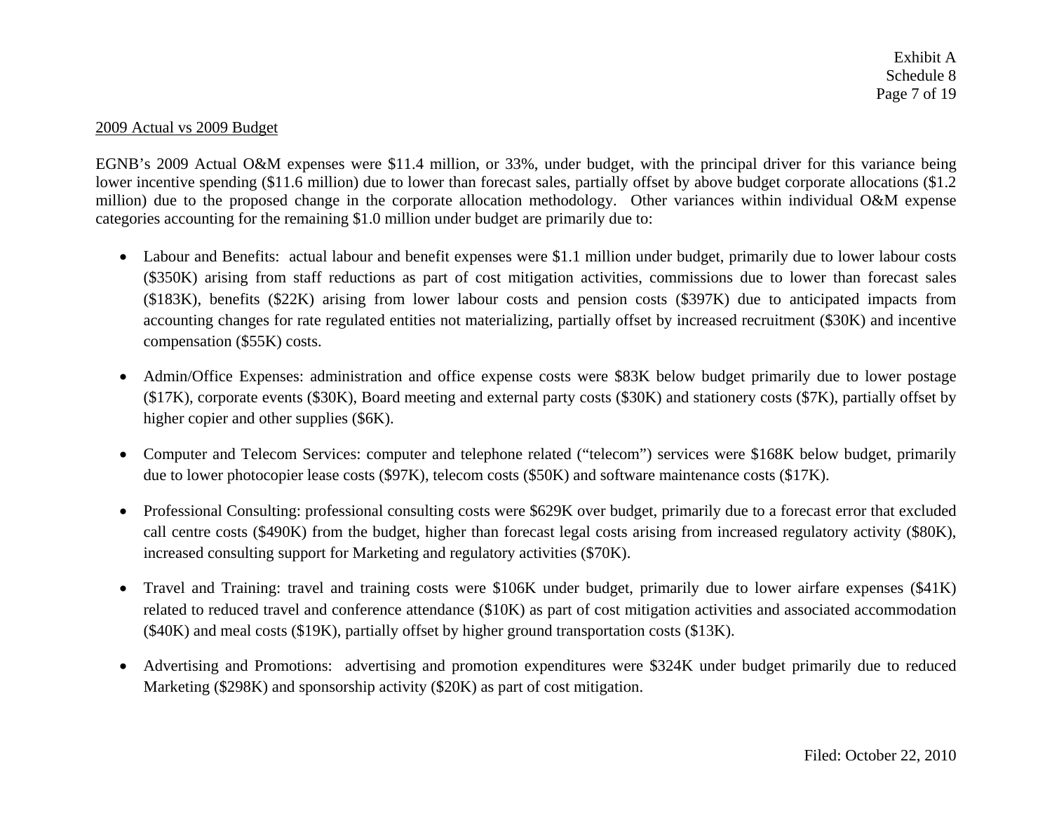2009 Actual vs 2009 Budget

EGNB's 2009 Actual O&M expenses were $11.4 million, or 33%, under budget, with the principal driver for this variance being lower incentive spending ($11.6 million) due to lower than forecast sales, partially offset by above budget corporate allocations ($1.2 million) due to the proposed change in the corporate allocation methodology. Other variances within individual O&M expense categories accounting for the remaining $1.0 million under budget are primarily due to:

- Labour and Benefits: actual labour and benefit expenses were $1.1 million under budget, primarily due to lower labour costs ($350K) arising from staff reductions as part of cost mitigation activities, commissions due to lower than forecast sales ($183K), benefits ($22K) arising from lower labour costs and pension costs ($397K) due to anticipated impacts from accounting changes for rate regulated entities not materializing, partially offset by increased recruitment ($30K) and incentive compensation ($55K) costs.

- Admin/Office Expenses: administration and office expense costs were $83K below budget primarily due to lower postage ($17K), corporate events ($30K), Board meeting and external party costs ($30K) and stationery costs ($7K), partially offset by higher copier and other supplies ($6K).

- Computer and Telecom Services: computer and telephone related ("telecom") services were $168K below budget, primarily due to lower photocopier lease costs ($97K), telecom costs ($50K) and software maintenance costs ($17K).

- Professional Consulting: professional consulting costs were $629K over budget, primarily due to a forecast error that excluded call centre costs ($490K) from the budget, higher than forecast legal costs arising from increased regulatory activity ($80K), increased consulting support for Marketing and regulatory activities ($70K).

- Travel and Training: travel and training costs were $106K under budget, primarily due to lower airfare expenses ($41K) related to reduced travel and conference attendance ($10K) as part of cost mitigation activities and associated accommodation ($40K) and meal costs ($19K), partially offset by higher ground transportation costs ($13K).

- Advertising and Promotions: advertising and promotion expenditures were $324K under budget primarily due to reduced Marketing ($298K) and sponsorship activity ($20K) as part of cost mitigation.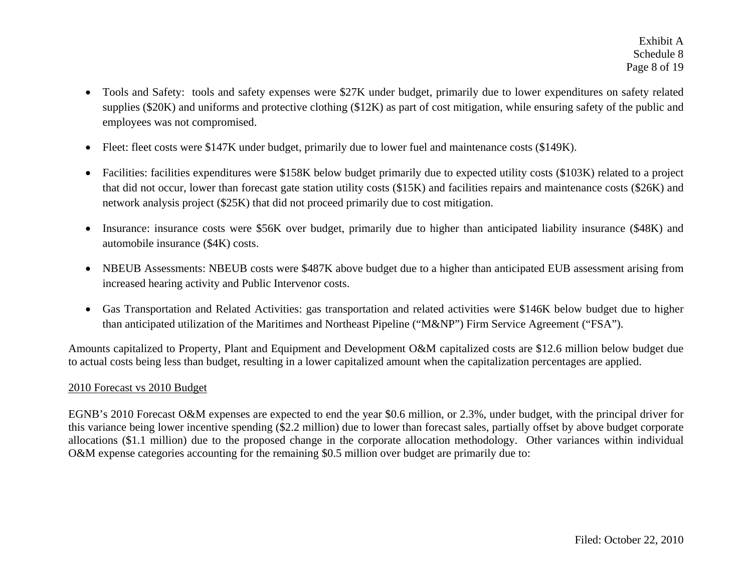- Tools and Safety: tools and safety expenses were $27K under budget, primarily due to lower expenditures on safety related supplies ($20K) and uniforms and protective clothing ($12K) as part of cost mitigation, while ensuring safety of the public and employees was not compromised.

- Fleet: fleet costs were $147K under budget, primarily due to lower fuel and maintenance costs ($149K).

- Facilities: facilities expenditures were $158K below budget primarily due to expected utility costs ($103K) related to a project that did not occur, lower than forecast gate station utility costs ($15K) and facilities repairs and maintenance costs ($26K) and network analysis project ($25K) that did not proceed primarily due to cost mitigation.

- Insurance: insurance costs were $56K over budget, primarily due to higher than anticipated liability insurance ($48K) and automobile insurance ($4K) costs.

- NBEUB Assessments: NBEUB costs were $487K above budget due to a higher than anticipated EUB assessment arising from increased hearing activity and Public Intervenor costs.

- Gas Transportation and Related Activities: gas transportation and related activities were $146K below budget due to higher than anticipated utilization of the Maritimes and Northeast Pipeline ("M&NP") Firm Service Agreement ("FSA").

Amounts capitalized to Property, Plant and Equipment and Development O&M capitalized costs are $12.6 million below budget due to actual costs being less than budget, resulting in a lower capitalized amount when the capitalization percentages are applied.

## 2010 Forecast vs 2010 Budget

EGNB's 2010 Forecast O&M expenses are expected to end the year $0.6 million, or 2.3%, under budget, with the principal driver for this variance being lower incentive spending ($2.2 million) due to lower than forecast sales, partially offset by above budget corporate allocations ($1.1 million) due to the proposed change in the corporate allocation methodology. Other variances within individual O&M expense categories accounting for the remaining $0.5 million over budget are primarily due to: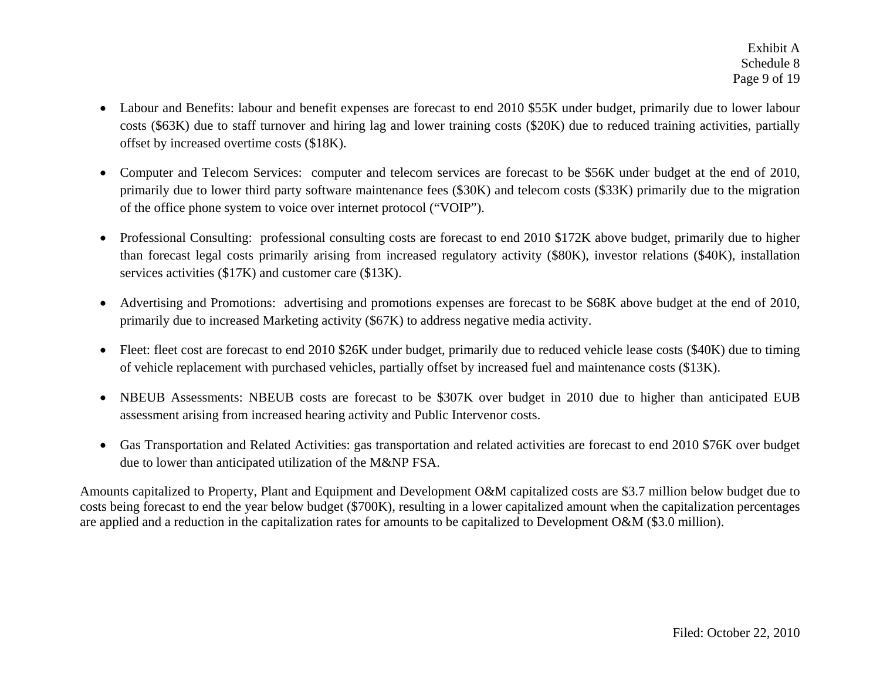- Labour and Benefits: labour and benefit expenses are forecast to end 2010 $55K under budget, primarily due to lower labour costs ($63K) due to staff turnover and hiring lag and lower training costs ($20K) due to reduced training activities, partially offset by increased overtime costs ($18K).

- Computer and Telecom Services: computer and telecom services are forecast to be $56K under budget at the end of 2010, primarily due to lower third party software maintenance fees ($30K) and telecom costs ($33K) primarily due to the migration of the office phone system to voice over internet protocol ("VOIP").

- Professional Consulting: professional consulting costs are forecast to end 2010 $172K above budget, primarily due to higher than forecast legal costs primarily arising from increased regulatory activity ($80K), investor relations ($40K), installation services activities ($17K) and customer care ($13K).

- Advertising and Promotions: advertising and promotions expenses are forecast to be $68K above budget at the end of 2010, primarily due to increased Marketing activity ($67K) to address negative media activity.

- Fleet: fleet cost are forecast to end 2010 $26K under budget, primarily due to reduced vehicle lease costs ($40K) due to timing of vehicle replacement with purchased vehicles, partially offset by increased fuel and maintenance costs ($13K).

- NBEUB Assessments: NBEUB costs are forecast to be $307K over budget in 2010 due to higher than anticipated EUB assessment arising from increased hearing activity and Public Intervenor costs.

- Gas Transportation and Related Activities: gas transportation and related activities are forecast to end 2010 $76K over budget due to lower than anticipated utilization of the M&NP FSA.

Amounts capitalized to Property, Plant and Equipment and Development O&M capitalized costs are $3.7 million below budget due to costs being forecast to end the year below budget ($700K), resulting in a lower capitalized amount when the capitalization percentages are applied and a reduction in the capitalization rates for amounts to be capitalized to Development O&M ($3.0 million).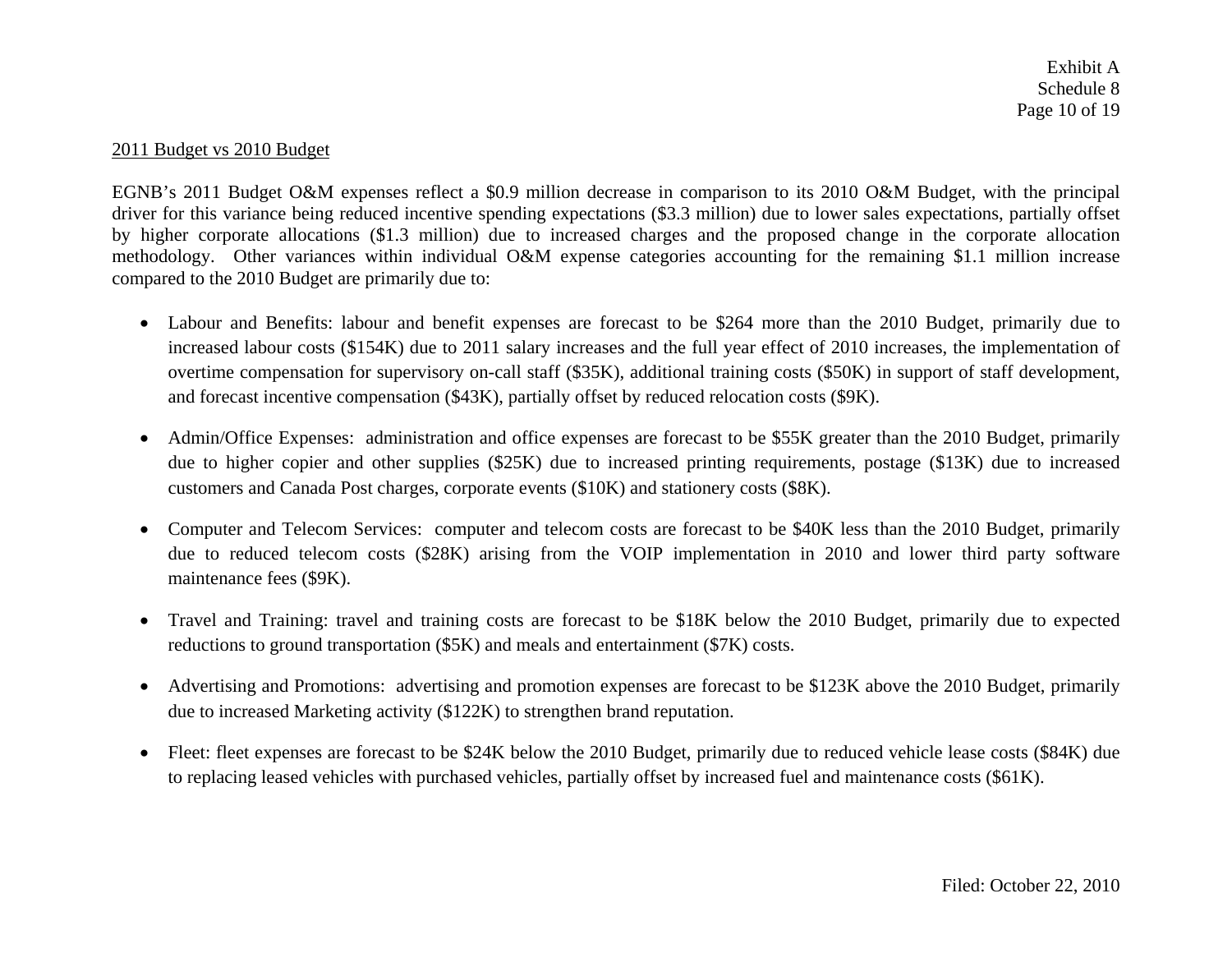2011 Budget vs 2010 Budget

EGNB's 2011 Budget O&M expenses reflect a $0.9 million decrease in comparison to its 2010 O&M Budget, with the principal driver for this variance being reduced incentive spending expectations ($3.3 million) due to lower sales expectations, partially offset by higher corporate allocations ($1.3 million) due to increased charges and the proposed change in the corporate allocation methodology. Other variances within individual O&M expense categories accounting for the remaining $1.1 million increase compared to the 2010 Budget are primarily due to:

- Labour and Benefits: labour and benefit expenses are forecast to be $264 more than the 2010 Budget, primarily due to increased labour costs ($154K) due to 2011 salary increases and the full year effect of 2010 increases, the implementation of overtime compensation for supervisory on-call staff ($35K), additional training costs ($50K) in support of staff development, and forecast incentive compensation ($43K), partially offset by reduced relocation costs ($9K).

- Admin/Office Expenses: administration and office expenses are forecast to be $55K greater than the 2010 Budget, primarily due to higher copier and other supplies ($25K) due to increased printing requirements, postage ($13K) due to increased customers and Canada Post charges, corporate events ($10K) and stationery costs ($8K).

- Computer and Telecom Services: computer and telecom costs are forecast to be $40K less than the 2010 Budget, primarily due to reduced telecom costs ($28K) arising from the VOIP implementation in 2010 and lower third party software maintenance fees ($9K).

- Travel and Training: travel and training costs are forecast to be $18K below the 2010 Budget, primarily due to expected reductions to ground transportation ($5K) and meals and entertainment ($7K) costs.

- Advertising and Promotions: advertising and promotion expenses are forecast to be $123K above the 2010 Budget, primarily due to increased Marketing activity ($122K) to strengthen brand reputation.

- Fleet: fleet expenses are forecast to be $24K below the 2010 Budget, primarily due to reduced vehicle lease costs ($84K) due to replacing leased vehicles with purchased vehicles, partially offset by increased fuel and maintenance costs ($61K).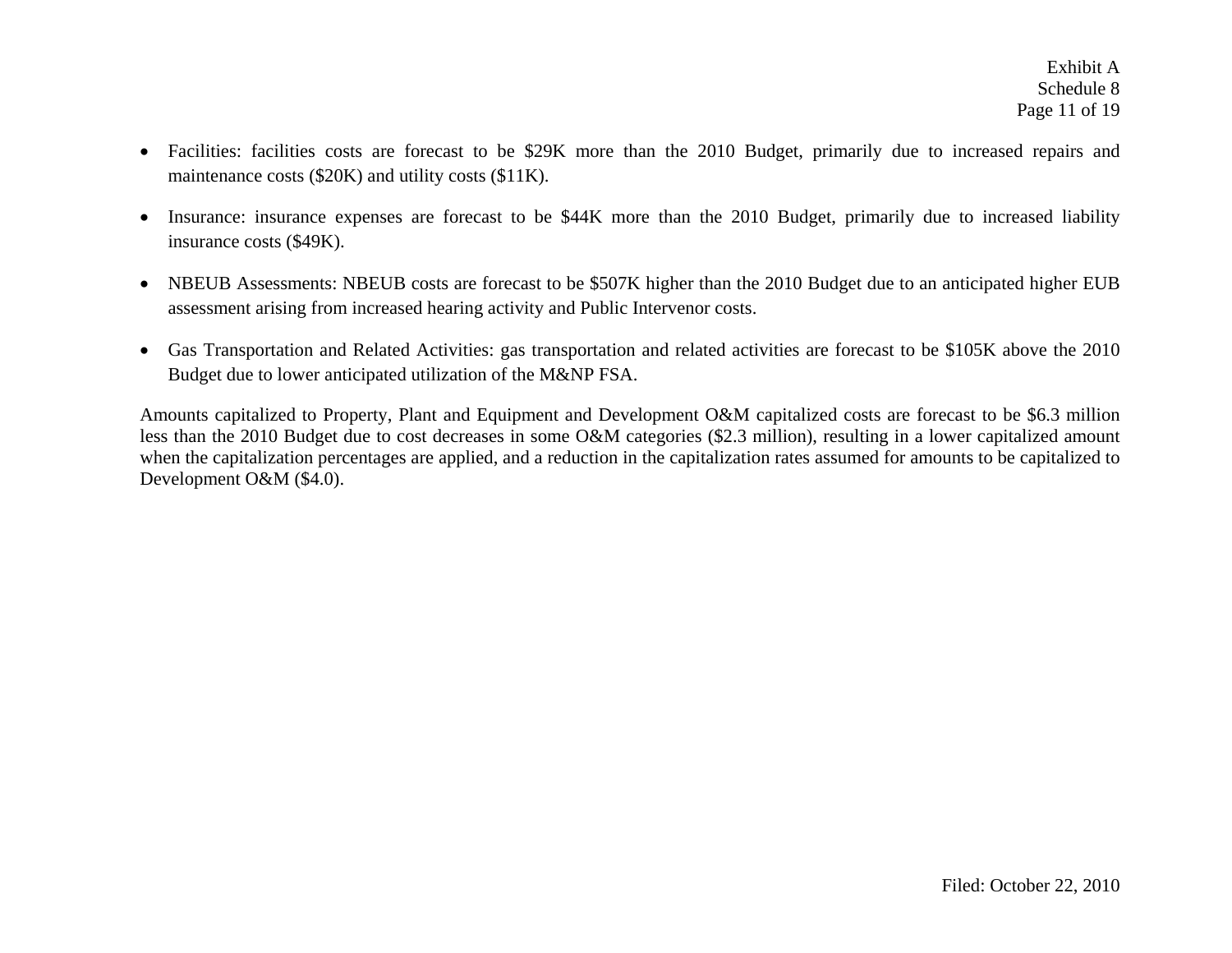- Facilities: facilities costs are forecast to be $29K more than the 2010 Budget, primarily due to increased repairs and maintenance costs ($20K) and utility costs ($11K).

- Insurance: insurance expenses are forecast to be $44K more than the 2010 Budget, primarily due to increased liability insurance costs ($49K).

- NBEUB Assessments: NBEUB costs are forecast to be $507K higher than the 2010 Budget due to an anticipated higher EUB assessment arising from increased hearing activity and Public Intervenor costs.

- Gas Transportation and Related Activities: gas transportation and related activities are forecast to be $105K above the 2010 Budget due to lower anticipated utilization of the M&NP FSA.

Amounts capitalized to Property, Plant and Equipment and Development O&M capitalized costs are forecast to be $6.3 million less than the 2010 Budget due to cost decreases in some O&M categories ($2.3 million), resulting in a lower capitalized amount when the capitalization percentages are applied, and a reduction in the capitalization rates assumed for amounts to be capitalized to Development O&M ($4.0).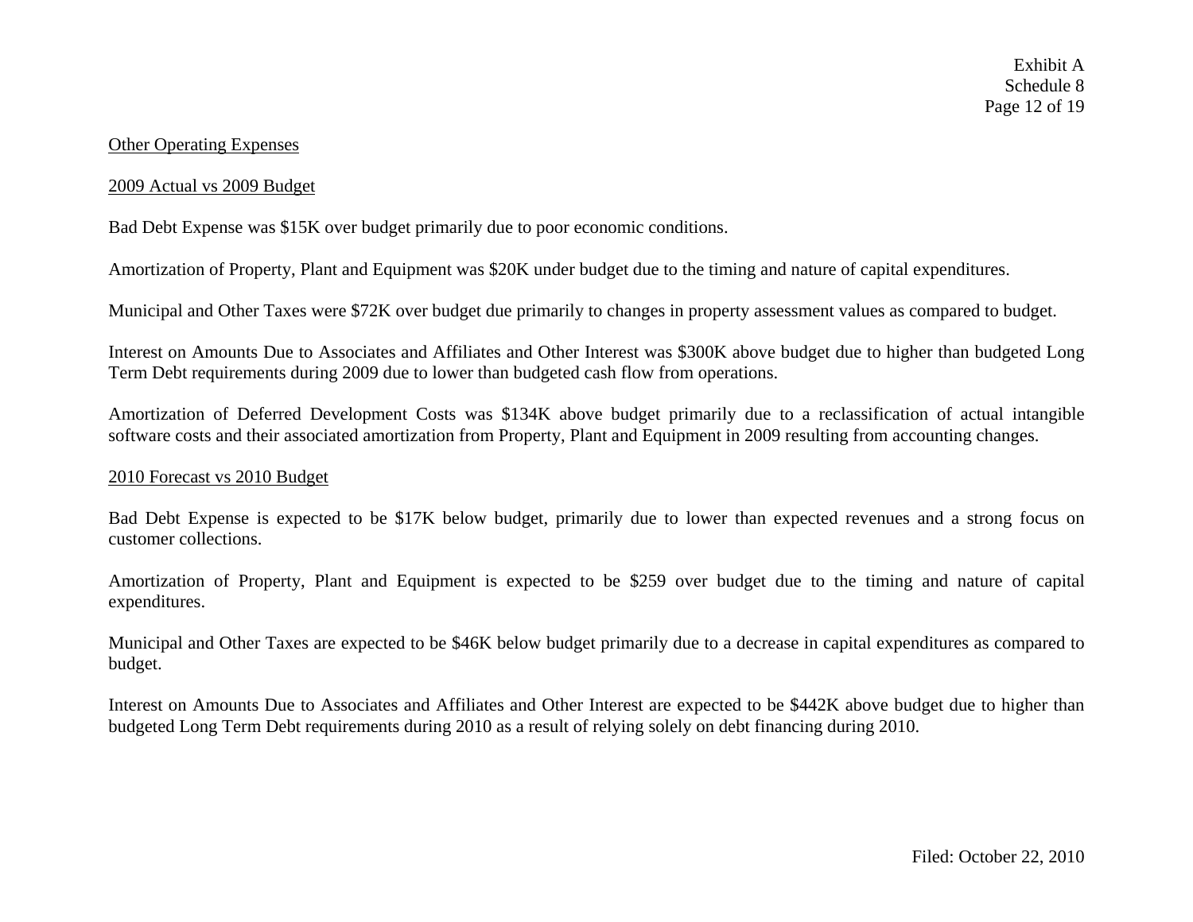## Other Operating Expenses

### 2009 Actual vs 2009 Budget

Bad Debt Expense was $15K over budget primarily due to poor economic conditions.

Amortization of Property, Plant and Equipment was $20K under budget due to the timing and nature of capital expenditures.

Municipal and Other Taxes were $72K over budget due primarily to changes in property assessment values as compared to budget.

Interest on Amounts Due to Associates and Affiliates and Other Interest was $300K above budget due to higher than budgeted Long Term Debt requirements during 2009 due to lower than budgeted cash flow from operations.

Amortization of Deferred Development Costs was $134K above budget primarily due to a reclassification of actual intangible software costs and their associated amortization from Property, Plant and Equipment in 2009 resulting from accounting changes.

### 2010 Forecast vs 2010 Budget

Bad Debt Expense is expected to be $17K below budget, primarily due to lower than expected revenues and a strong focus on customer collections.

Amortization of Property, Plant and Equipment is expected to be $259 over budget due to the timing and nature of capital expenditures.

Municipal and Other Taxes are expected to be $46K below budget primarily due to a decrease in capital expenditures as compared to budget.

Interest on Amounts Due to Associates and Affiliates and Other Interest are expected to be $442K above budget due to higher than budgeted Long Term Debt requirements during 2010 as a result of relying solely on debt financing during 2010.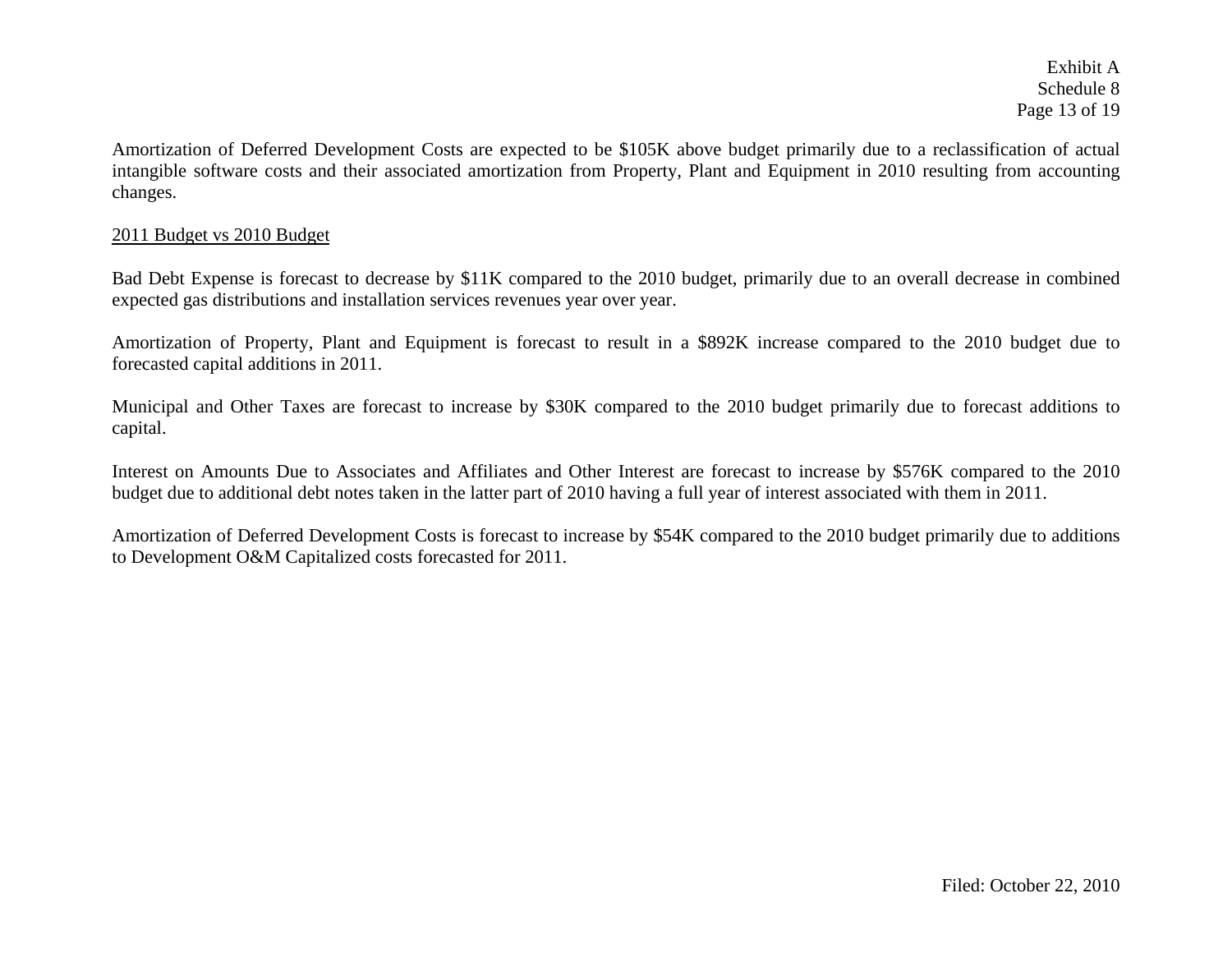Amortization of Deferred Development Costs are expected to be $105K above budget primarily due to a reclassification of actual intangible software costs and their associated amortization from Property, Plant and Equipment in 2010 resulting from accounting changes.

<u>2011 Budget vs 2010 Budget</u>

Bad Debt Expense is forecast to decrease by $11K compared to the 2010 budget, primarily due to an overall decrease in combined expected gas distributions and installation services revenues year over year.

Amortization of Property, Plant and Equipment is forecast to result in a $892K increase compared to the 2010 budget due to forecasted capital additions in 2011.

Municipal and Other Taxes are forecast to increase by $30K compared to the 2010 budget primarily due to forecast additions to capital.

Interest on Amounts Due to Associates and Affiliates and Other Interest are forecast to increase by $576K compared to the 2010 budget due to additional debt notes taken in the latter part of 2010 having a full year of interest associated with them in 2011.

Amortization of Deferred Development Costs is forecast to increase by $54K compared to the 2010 budget primarily due to additions to Development O&M Capitalized costs forecasted for 2011.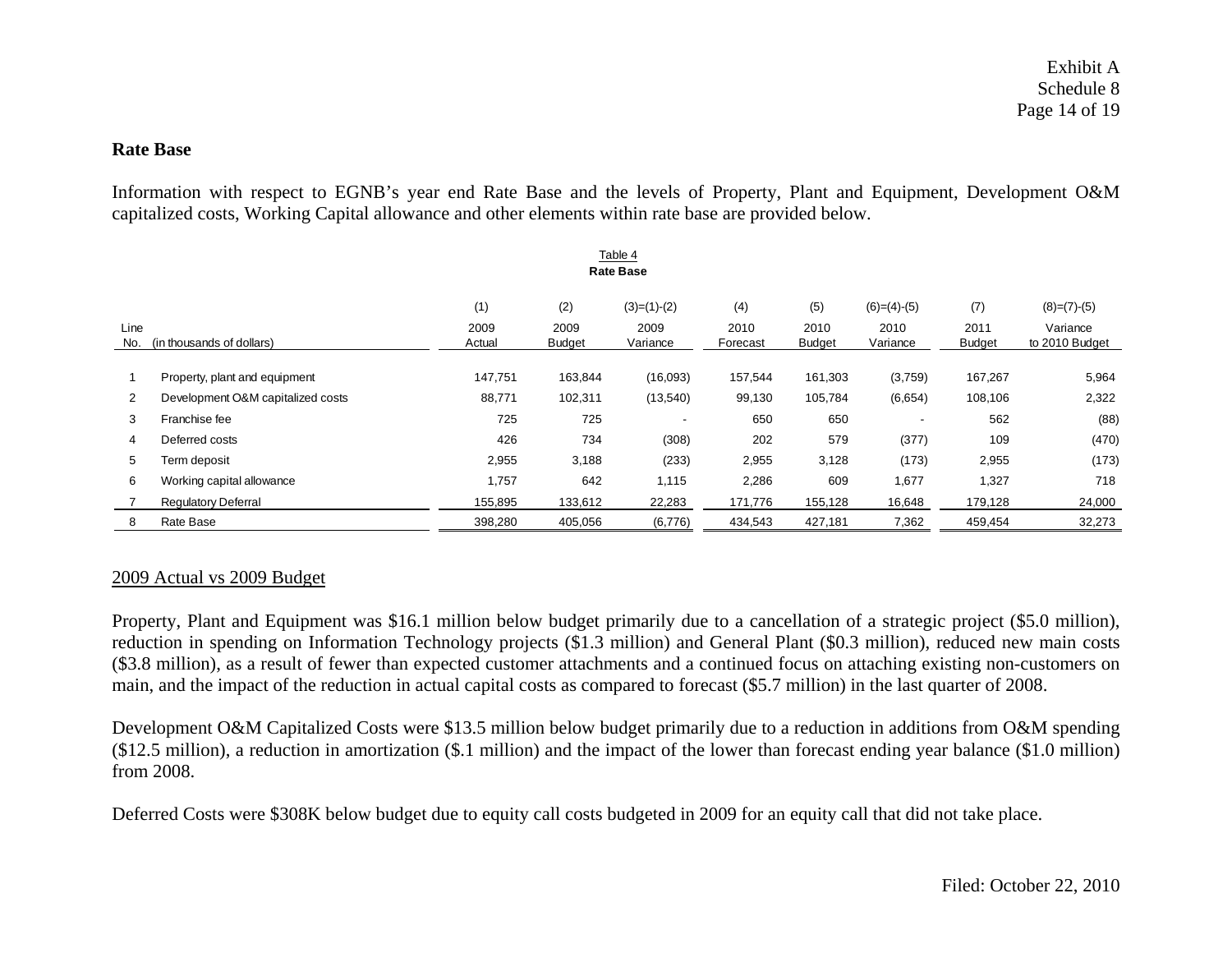## Rate Base

Information with respect to EGNB's year end Rate Base and the levels of Property, Plant and Equipment, Development O&M capitalized costs, Working Capital allowance and other elements within rate base are provided below.

Table 4
**Rate Base**

| Line No. | (in thousands of dollars) | (1) 2009 Actual | (2) 2009 Budget | (3)=(1)-(2) 2009 Variance | (4) 2010 Forecast | (5) 2010 Budget | (6)=(4)-(5) 2010 Variance | (7) 2011 Budget | (8)=(7)-(5) Variance to 2010 Budget |
|---|---|---|---|---|---|---|---|---|---|
| 1 | Property, plant and equipment | 147,751 | 163,844 | (16,093) | 157,544 | 161,303 | (3,759) | 167,267 | 5,964 |
| 2 | Development O&M capitalized costs | 88,771 | 102,311 | (13,540) | 99,130 | 105,784 | (6,654) | 108,106 | 2,322 |
| 3 | Franchise fee | 725 | 725 | - | 650 | 650 | - | 562 | (88) |
| 4 | Deferred costs | 426 | 734 | (308) | 202 | 579 | (377) | 109 | (470) |
| 5 | Term deposit | 2,955 | 3,188 | (233) | 2,955 | 3,128 | (173) | 2,955 | (173) |
| 6 | Working capital allowance | 1,757 | 642 | 1,115 | 2,286 | 609 | 1,677 | 1,327 | 718 |
| 7 | Regulatory Deferral | 155,895 | 133,612 | 22,283 | 171,776 | 155,128 | 16,648 | 179,128 | 24,000 |
| 8 | Rate Base | 398,280 | 405,056 | (6,776) | 434,543 | 427,181 | 7,362 | 459,454 | 32,273 |

2009 Actual vs 2009 Budget

Property, Plant and Equipment was $16.1 million below budget primarily due to a cancellation of a strategic project ($5.0 million), reduction in spending on Information Technology projects ($1.3 million) and General Plant ($0.3 million), reduced new main costs ($3.8 million), as a result of fewer than expected customer attachments and a continued focus on attaching existing non-customers on main, and the impact of the reduction in actual capital costs as compared to forecast ($5.7 million) in the last quarter of 2008.

Development O&M Capitalized Costs were $13.5 million below budget primarily due to a reduction in additions from O&M spending ($12.5 million), a reduction in amortization ($.1 million) and the impact of the lower than forecast ending year balance ($1.0 million) from 2008.

Deferred Costs were $308K below budget due to equity call costs budgeted in 2009 for an equity call that did not take place.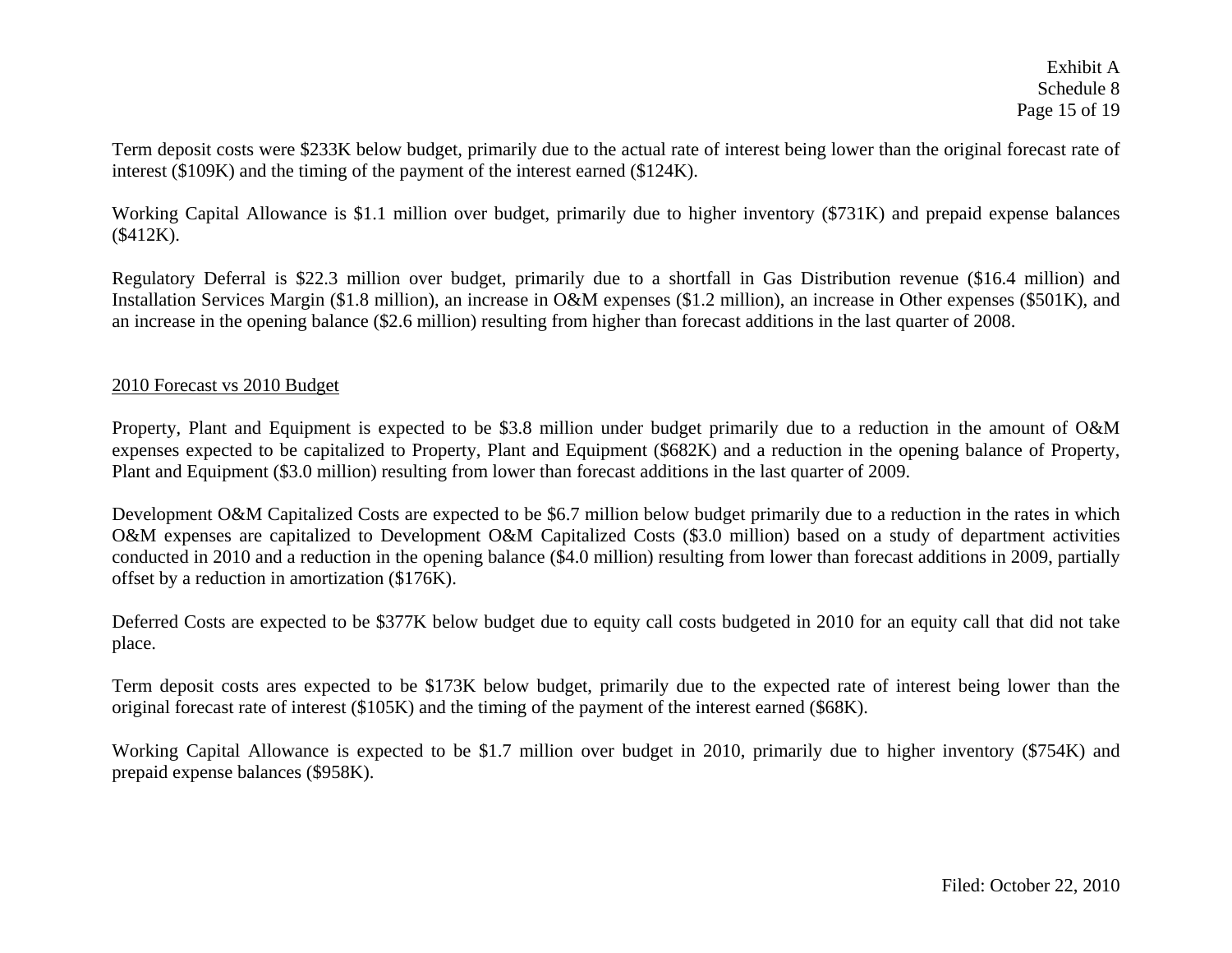Term deposit costs were $233K below budget, primarily due to the actual rate of interest being lower than the original forecast rate of interest ($109K) and the timing of the payment of the interest earned ($124K).

Working Capital Allowance is $1.1 million over budget, primarily due to higher inventory ($731K) and prepaid expense balances ($412K).

Regulatory Deferral is $22.3 million over budget, primarily due to a shortfall in Gas Distribution revenue ($16.4 million) and Installation Services Margin ($1.8 million), an increase in O&M expenses ($1.2 million), an increase in Other expenses ($501K), and an increase in the opening balance ($2.6 million) resulting from higher than forecast additions in the last quarter of 2008.

<u>2010 Forecast vs 2010 Budget</u>

Property, Plant and Equipment is expected to be $3.8 million under budget primarily due to a reduction in the amount of O&M expenses expected to be capitalized to Property, Plant and Equipment ($682K) and a reduction in the opening balance of Property, Plant and Equipment ($3.0 million) resulting from lower than forecast additions in the last quarter of 2009.

Development O&M Capitalized Costs are expected to be $6.7 million below budget primarily due to a reduction in the rates in which O&M expenses are capitalized to Development O&M Capitalized Costs ($3.0 million) based on a study of department activities conducted in 2010 and a reduction in the opening balance ($4.0 million) resulting from lower than forecast additions in 2009, partially offset by a reduction in amortization ($176K).

Deferred Costs are expected to be $377K below budget due to equity call costs budgeted in 2010 for an equity call that did not take place.

Term deposit costs ares expected to be $173K below budget, primarily due to the expected rate of interest being lower than the original forecast rate of interest ($105K) and the timing of the payment of the interest earned ($68K).

Working Capital Allowance is expected to be $1.7 million over budget in 2010, primarily due to higher inventory ($754K) and prepaid expense balances ($958K).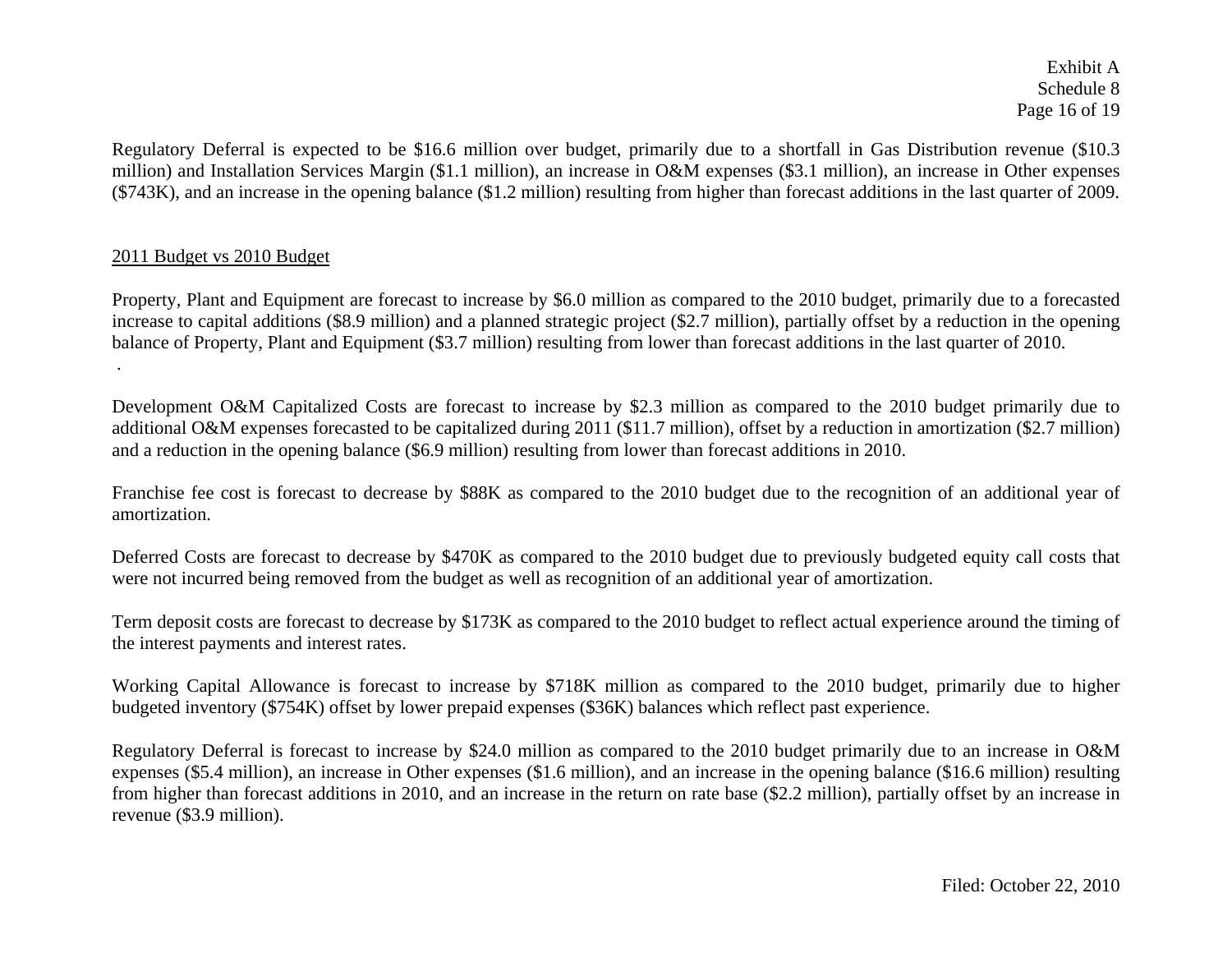Regulatory Deferral is expected to be $16.6 million over budget, primarily due to a shortfall in Gas Distribution revenue ($10.3 million) and Installation Services Margin ($1.1 million), an increase in O&M expenses ($3.1 million), an increase in Other expenses ($743K), and an increase in the opening balance ($1.2 million) resulting from higher than forecast additions in the last quarter of 2009.

## 2011 Budget vs 2010 Budget

Property, Plant and Equipment are forecast to increase by $6.0 million as compared to the 2010 budget, primarily due to a forecasted increase to capital additions ($8.9 million) and a planned strategic project ($2.7 million), partially offset by a reduction in the opening balance of Property, Plant and Equipment ($3.7 million) resulting from lower than forecast additions in the last quarter of 2010.

.

Development O&M Capitalized Costs are forecast to increase by $2.3 million as compared to the 2010 budget primarily due to additional O&M expenses forecasted to be capitalized during 2011 ($11.7 million), offset by a reduction in amortization ($2.7 million) and a reduction in the opening balance ($6.9 million) resulting from lower than forecast additions in 2010.

Franchise fee cost is forecast to decrease by $88K as compared to the 2010 budget due to the recognition of an additional year of amortization.

Deferred Costs are forecast to decrease by $470K as compared to the 2010 budget due to previously budgeted equity call costs that were not incurred being removed from the budget as well as recognition of an additional year of amortization.

Term deposit costs are forecast to decrease by $173K as compared to the 2010 budget to reflect actual experience around the timing of the interest payments and interest rates.

Working Capital Allowance is forecast to increase by $718K million as compared to the 2010 budget, primarily due to higher budgeted inventory ($754K) offset by lower prepaid expenses ($36K) balances which reflect past experience.

Regulatory Deferral is forecast to increase by $24.0 million as compared to the 2010 budget primarily due to an increase in O&M expenses ($5.4 million), an increase in Other expenses ($1.6 million), and an increase in the opening balance ($16.6 million) resulting from higher than forecast additions in 2010, and an increase in the return on rate base ($2.2 million), partially offset by an increase in revenue ($3.9 million).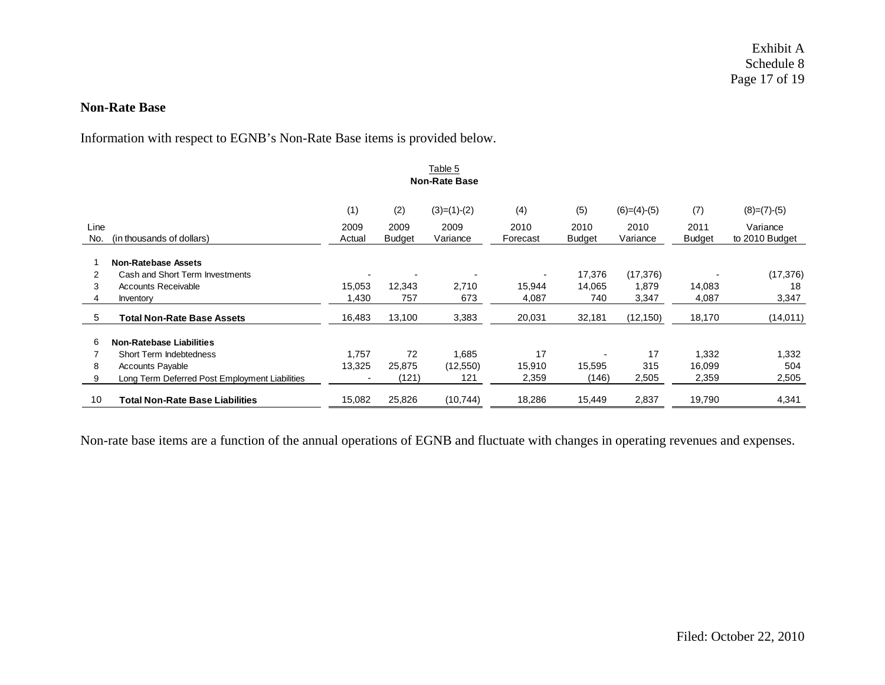## Non-Rate Base

Information with respect to EGNB's Non-Rate Base items is provided below.

Table 5
**Non-Rate Base**

| Line No. | (in thousands of dollars) | (1)<br>2009<br>Actual | (2)<br>2009<br>Budget | (3)=(1)-(2)<br>2009<br>Variance | (4)<br>2010<br>Forecast | (5)<br>2010<br>Budget | (6)=(4)-(5)<br>2010<br>Variance | (7)<br>2011<br>Budget | (8)=(7)-(5)<br>Variance<br>to 2010 Budget |
|---|---|---|---|---|---|---|---|---|---|
| 1 | **Non-Ratebase Assets** | | | | | | | | |
| 2 | Cash and Short Term Investments | - | - | - | - | 17,376 | (17,376) | - | (17,376) |
| 3 | Accounts Receivable | 15,053 | 12,343 | 2,710 | 15,944 | 14,065 | 1,879 | 14,083 | 18 |
| 4 | Inventory | 1,430 | 757 | 673 | 4,087 | 740 | 3,347 | 4,087 | 3,347 |
| 5 | **Total Non-Rate Base Assets** | 16,483 | 13,100 | 3,383 | 20,031 | 32,181 | (12,150) | 18,170 | (14,011) |
| 6 | **Non-Ratebase Liabilities** | | | | | | | | |
| 7 | Short Term Indebtedness | 1,757 | 72 | 1,685 | 17 | - | 17 | 1,332 | 1,332 |
| 8 | Accounts Payable | 13,325 | 25,875 | (12,550) | 15,910 | 15,595 | 315 | 16,099 | 504 |
| 9 | Long Term Deferred Post Employment Liabilities | - | (121) | 121 | 2,359 | (146) | 2,505 | 2,359 | 2,505 |
| 10 | **Total Non-Rate Base Liabilities** | 15,082 | 25,826 | (10,744) | 18,286 | 15,449 | 2,837 | 19,790 | 4,341 |

Non-rate base items are a function of the annual operations of EGNB and fluctuate with changes in operating revenues and expenses.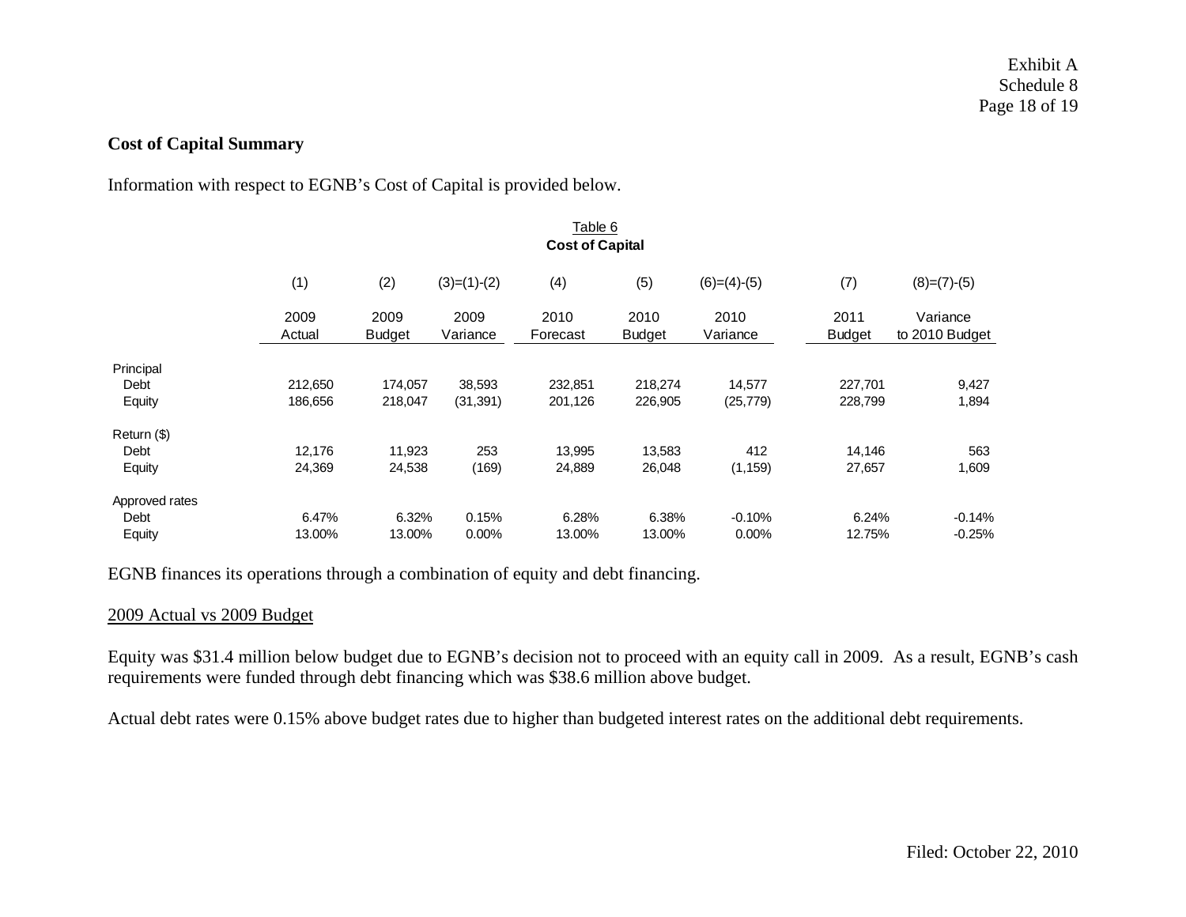**Cost of Capital Summary**

Information with respect to EGNB's Cost of Capital is provided below.

Table 6
**Cost of Capital**

| | (1) | (2) | (3)=(1)-(2) | (4) | (5) | (6)=(4)-(5) | (7) | (8)=(7)-(5) |
|---|---|---|---|---|---|---|---|---|
| | 2009 Actual | 2009 Budget | 2009 Variance | 2010 Forecast | 2010 Budget | 2010 Variance | 2011 Budget | Variance to 2010 Budget |
| Principal | | | | | | | | |
| Debt | 212,650 | 174,057 | 38,593 | 232,851 | 218,274 | 14,577 | 227,701 | 9,427 |
| Equity | 186,656 | 218,047 | (31,391) | 201,126 | 226,905 | (25,779) | 228,799 | 1,894 |
| Return ($) | | | | | | | | |
| Debt | 12,176 | 11,923 | 253 | 13,995 | 13,583 | 412 | 14,146 | 563 |
| Equity | 24,369 | 24,538 | (169) | 24,889 | 26,048 | (1,159) | 27,657 | 1,609 |
| Approved rates | | | | | | | | |
| Debt | 6.47% | 6.32% | 0.15% | 6.28% | 6.38% | -0.10% | 6.24% | -0.14% |
| Equity | 13.00% | 13.00% | 0.00% | 13.00% | 13.00% | 0.00% | 12.75% | -0.25% |

EGNB finances its operations through a combination of equity and debt financing.

2009 Actual vs 2009 Budget

Equity was $31.4 million below budget due to EGNB's decision not to proceed with an equity call in 2009. As a result, EGNB's cash requirements were funded through debt financing which was $38.6 million above budget.

Actual debt rates were 0.15% above budget rates due to higher than budgeted interest rates on the additional debt requirements.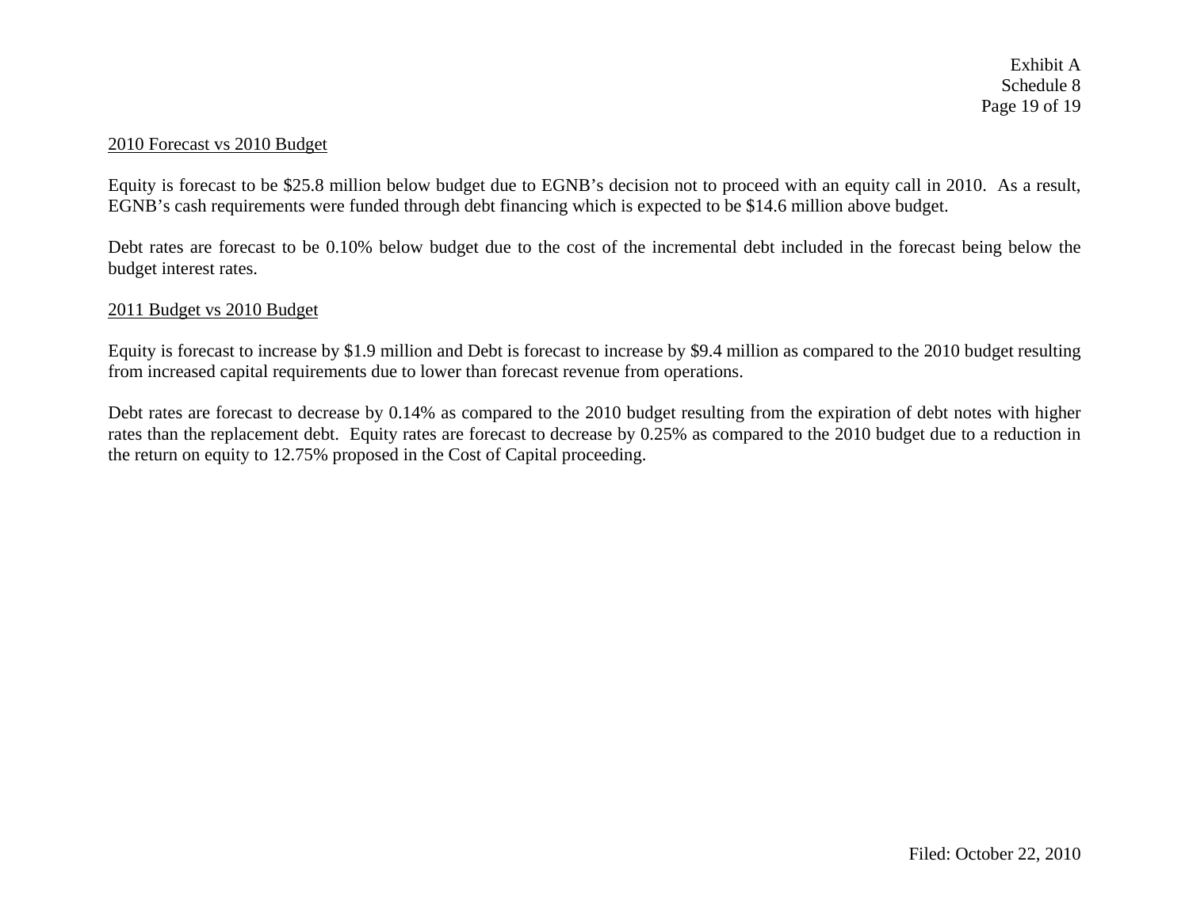2010 Forecast vs 2010 Budget

Equity is forecast to be $25.8 million below budget due to EGNB's decision not to proceed with an equity call in 2010. As a result, EGNB's cash requirements were funded through debt financing which is expected to be $14.6 million above budget.

Debt rates are forecast to be 0.10% below budget due to the cost of the incremental debt included in the forecast being below the budget interest rates.

2011 Budget vs 2010 Budget

Equity is forecast to increase by $1.9 million and Debt is forecast to increase by $9.4 million as compared to the 2010 budget resulting from increased capital requirements due to lower than forecast revenue from operations.

Debt rates are forecast to decrease by 0.14% as compared to the 2010 budget resulting from the expiration of debt notes with higher rates than the replacement debt. Equity rates are forecast to decrease by 0.25% as compared to the 2010 budget due to a reduction in the return on equity to 12.75% proposed in the Cost of Capital proceeding.